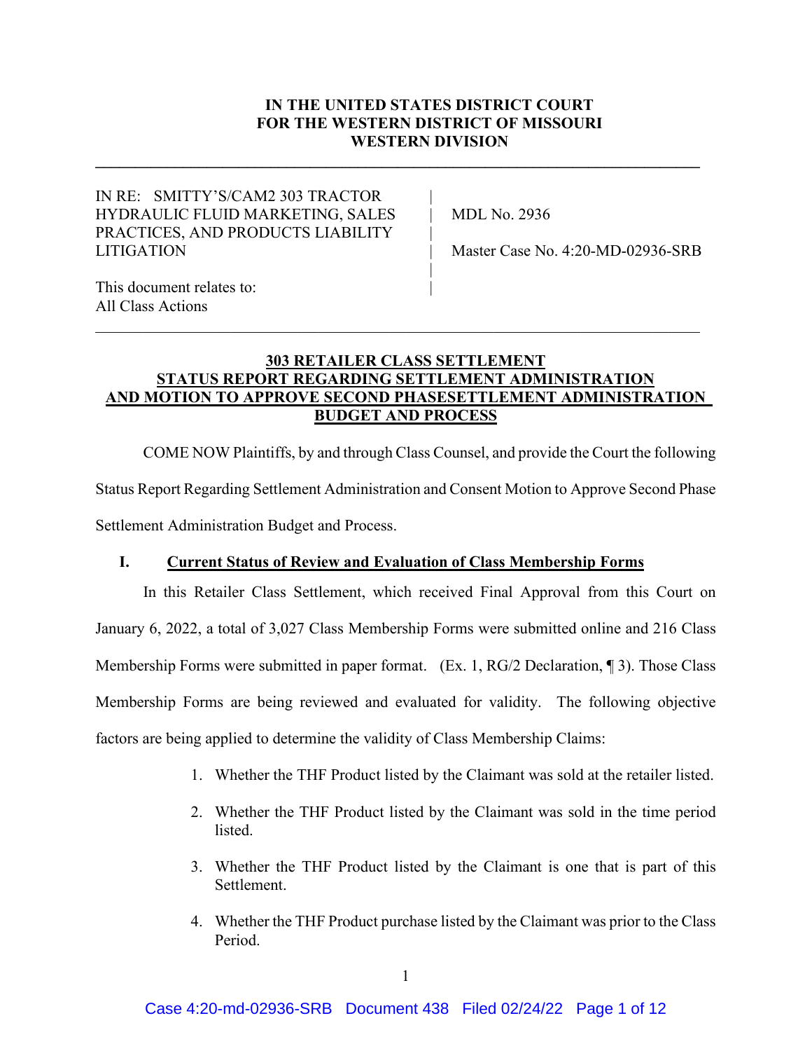**IN THE UNITED STATES DISTRICT COURT**
**FOR THE WESTERN DISTRICT OF MISSOURI**
**WESTERN DIVISION**

IN RE: SMITTY'S/CAM2 303 TRACTOR HYDRAULIC FLUID MARKETING, SALES PRACTICES, AND PRODUCTS LIABILITY LITIGATION

This document relates to:
All Class Actions

MDL No. 2936

Master Case No. 4:20-MD-02936-SRB

**303 RETAILER CLASS SETTLEMENT**
**STATUS REPORT REGARDING SETTLEMENT ADMINISTRATION**
**AND MOTION TO APPROVE SECOND PHASESETTLEMENT ADMINISTRATION**
**BUDGET AND PROCESS**

COME NOW Plaintiffs, by and through Class Counsel, and provide the Court the following Status Report Regarding Settlement Administration and Consent Motion to Approve Second Phase Settlement Administration Budget and Process.

## I. Current Status of Review and Evaluation of Class Membership Forms

In this Retailer Class Settlement, which received Final Approval from this Court on January 6, 2022, a total of 3,027 Class Membership Forms were submitted online and 216 Class Membership Forms were submitted in paper format. (Ex. 1, RG/2 Declaration, ¶ 3). Those Class Membership Forms are being reviewed and evaluated for validity. The following objective factors are being applied to determine the validity of Class Membership Claims:

1. Whether the THF Product listed by the Claimant was sold at the retailer listed.
2. Whether the THF Product listed by the Claimant was sold in the time period listed.
3. Whether the THF Product listed by the Claimant is one that is part of this Settlement.
4. Whether the THF Product purchase listed by the Claimant was prior to the Class Period.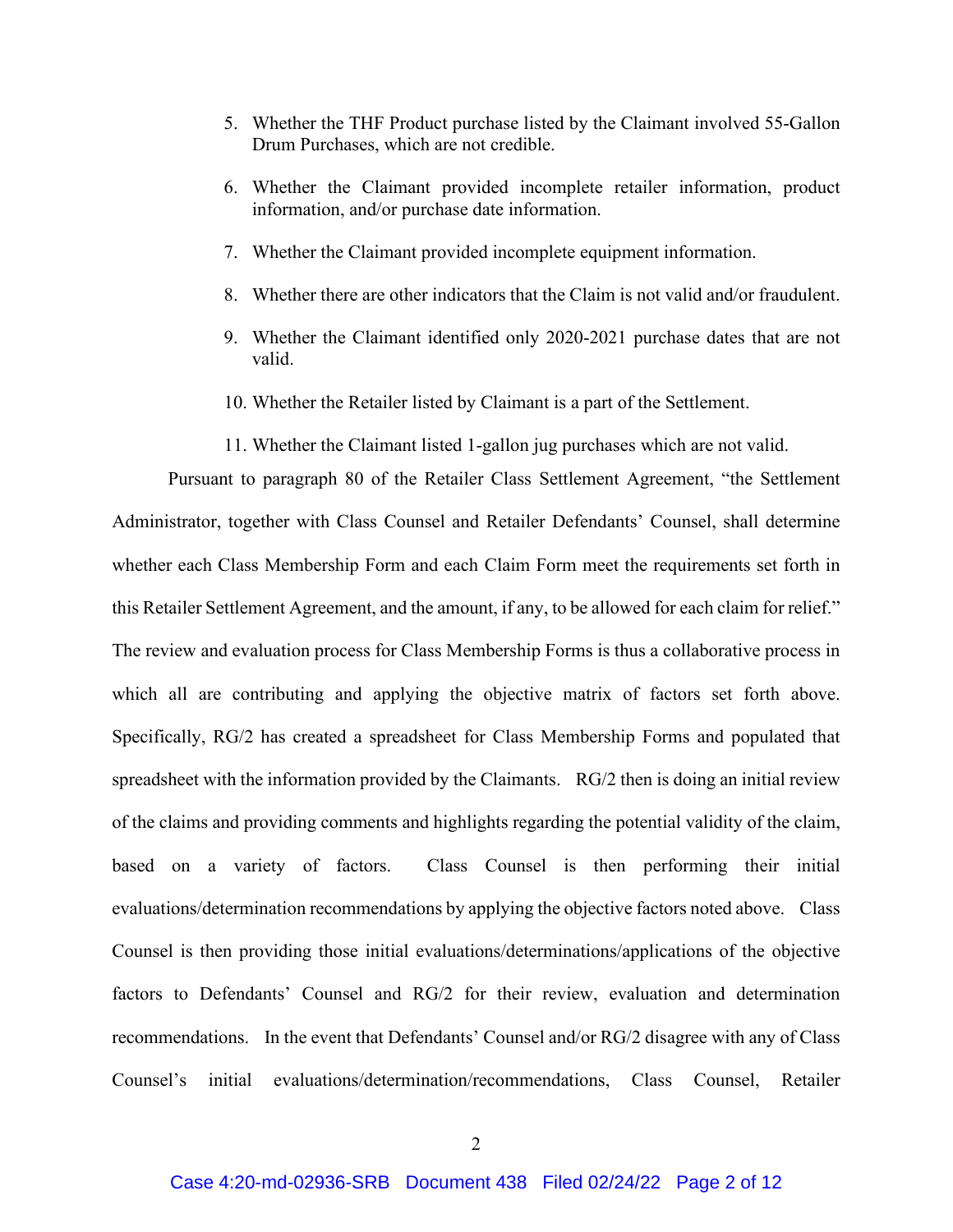5. Whether the THF Product purchase listed by the Claimant involved 55-Gallon Drum Purchases, which are not credible.

6. Whether the Claimant provided incomplete retailer information, product information, and/or purchase date information.

7. Whether the Claimant provided incomplete equipment information.

8. Whether there are other indicators that the Claim is not valid and/or fraudulent.

9. Whether the Claimant identified only 2020-2021 purchase dates that are not valid.

10. Whether the Retailer listed by Claimant is a part of the Settlement.

11. Whether the Claimant listed 1-gallon jug purchases which are not valid.

Pursuant to paragraph 80 of the Retailer Class Settlement Agreement, "the Settlement Administrator, together with Class Counsel and Retailer Defendants' Counsel, shall determine whether each Class Membership Form and each Claim Form meet the requirements set forth in this Retailer Settlement Agreement, and the amount, if any, to be allowed for each claim for relief." The review and evaluation process for Class Membership Forms is thus a collaborative process in which all are contributing and applying the objective matrix of factors set forth above. Specifically, RG/2 has created a spreadsheet for Class Membership Forms and populated that spreadsheet with the information provided by the Claimants. RG/2 then is doing an initial review of the claims and providing comments and highlights regarding the potential validity of the claim, based on a variety of factors. Class Counsel is then performing their initial evaluations/determination recommendations by applying the objective factors noted above. Class Counsel is then providing those initial evaluations/determinations/applications of the objective factors to Defendants' Counsel and RG/2 for their review, evaluation and determination recommendations. In the event that Defendants' Counsel and/or RG/2 disagree with any of Class Counsel's initial evaluations/determination/recommendations, Class Counsel, Retailer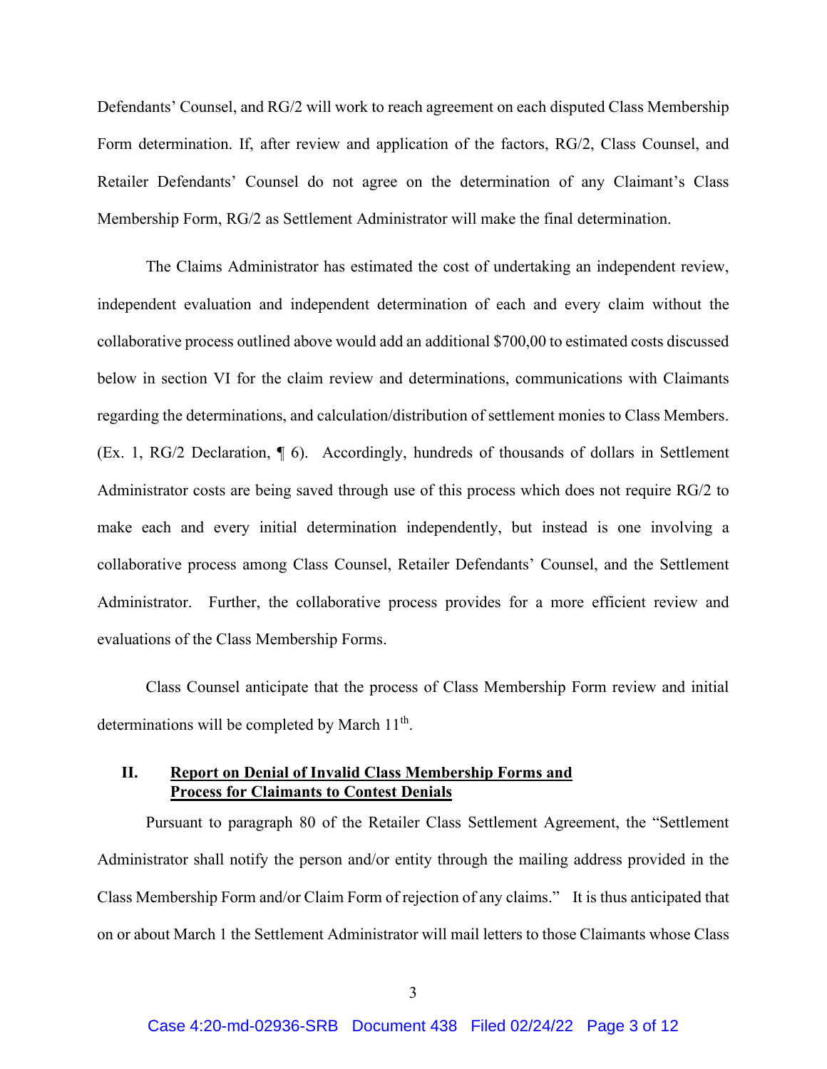Defendants' Counsel, and RG/2 will work to reach agreement on each disputed Class Membership Form determination. If, after review and application of the factors, RG/2, Class Counsel, and Retailer Defendants' Counsel do not agree on the determination of any Claimant's Class Membership Form, RG/2 as Settlement Administrator will make the final determination.

The Claims Administrator has estimated the cost of undertaking an independent review, independent evaluation and independent determination of each and every claim without the collaborative process outlined above would add an additional $700,00 to estimated costs discussed below in section VI for the claim review and determinations, communications with Claimants regarding the determinations, and calculation/distribution of settlement monies to Class Members. (Ex. 1, RG/2 Declaration, ¶ 6). Accordingly, hundreds of thousands of dollars in Settlement Administrator costs are being saved through use of this process which does not require RG/2 to make each and every initial determination independently, but instead is one involving a collaborative process among Class Counsel, Retailer Defendants' Counsel, and the Settlement Administrator. Further, the collaborative process provides for a more efficient review and evaluations of the Class Membership Forms.

Class Counsel anticipate that the process of Class Membership Form review and initial determinations will be completed by March 11th.

## II. Report on Denial of Invalid Class Membership Forms and Process for Claimants to Contest Denials

Pursuant to paragraph 80 of the Retailer Class Settlement Agreement, the "Settlement Administrator shall notify the person and/or entity through the mailing address provided in the Class Membership Form and/or Claim Form of rejection of any claims." It is thus anticipated that on or about March 1 the Settlement Administrator will mail letters to those Claimants whose Class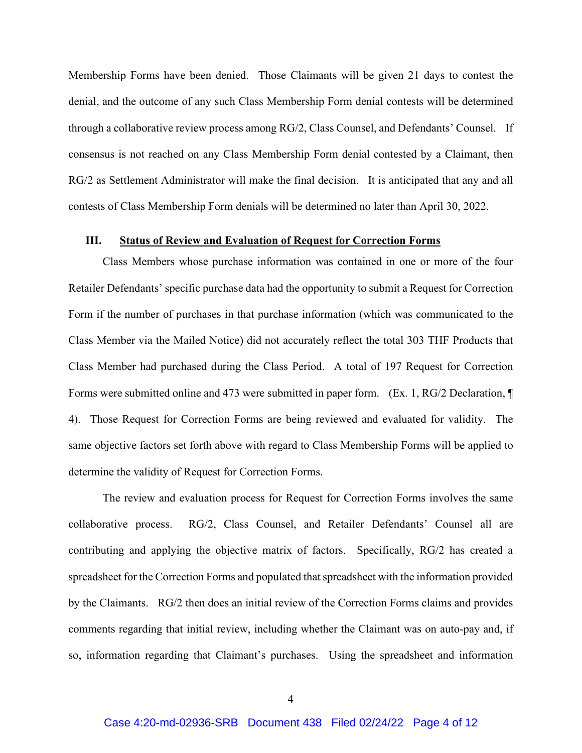Membership Forms have been denied. Those Claimants will be given 21 days to contest the denial, and the outcome of any such Class Membership Form denial contests will be determined through a collaborative review process among RG/2, Class Counsel, and Defendants' Counsel. If consensus is not reached on any Class Membership Form denial contested by a Claimant, then RG/2 as Settlement Administrator will make the final decision. It is anticipated that any and all contests of Class Membership Form denials will be determined no later than April 30, 2022.

## III. Status of Review and Evaluation of Request for Correction Forms

Class Members whose purchase information was contained in one or more of the four Retailer Defendants' specific purchase data had the opportunity to submit a Request for Correction Form if the number of purchases in that purchase information (which was communicated to the Class Member via the Mailed Notice) did not accurately reflect the total 303 THF Products that Class Member had purchased during the Class Period. A total of 197 Request for Correction Forms were submitted online and 473 were submitted in paper form. (Ex. 1, RG/2 Declaration, ¶ 4). Those Request for Correction Forms are being reviewed and evaluated for validity. The same objective factors set forth above with regard to Class Membership Forms will be applied to determine the validity of Request for Correction Forms.

The review and evaluation process for Request for Correction Forms involves the same collaborative process. RG/2, Class Counsel, and Retailer Defendants' Counsel all are contributing and applying the objective matrix of factors. Specifically, RG/2 has created a spreadsheet for the Correction Forms and populated that spreadsheet with the information provided by the Claimants. RG/2 then does an initial review of the Correction Forms claims and provides comments regarding that initial review, including whether the Claimant was on auto-pay and, if so, information regarding that Claimant's purchases. Using the spreadsheet and information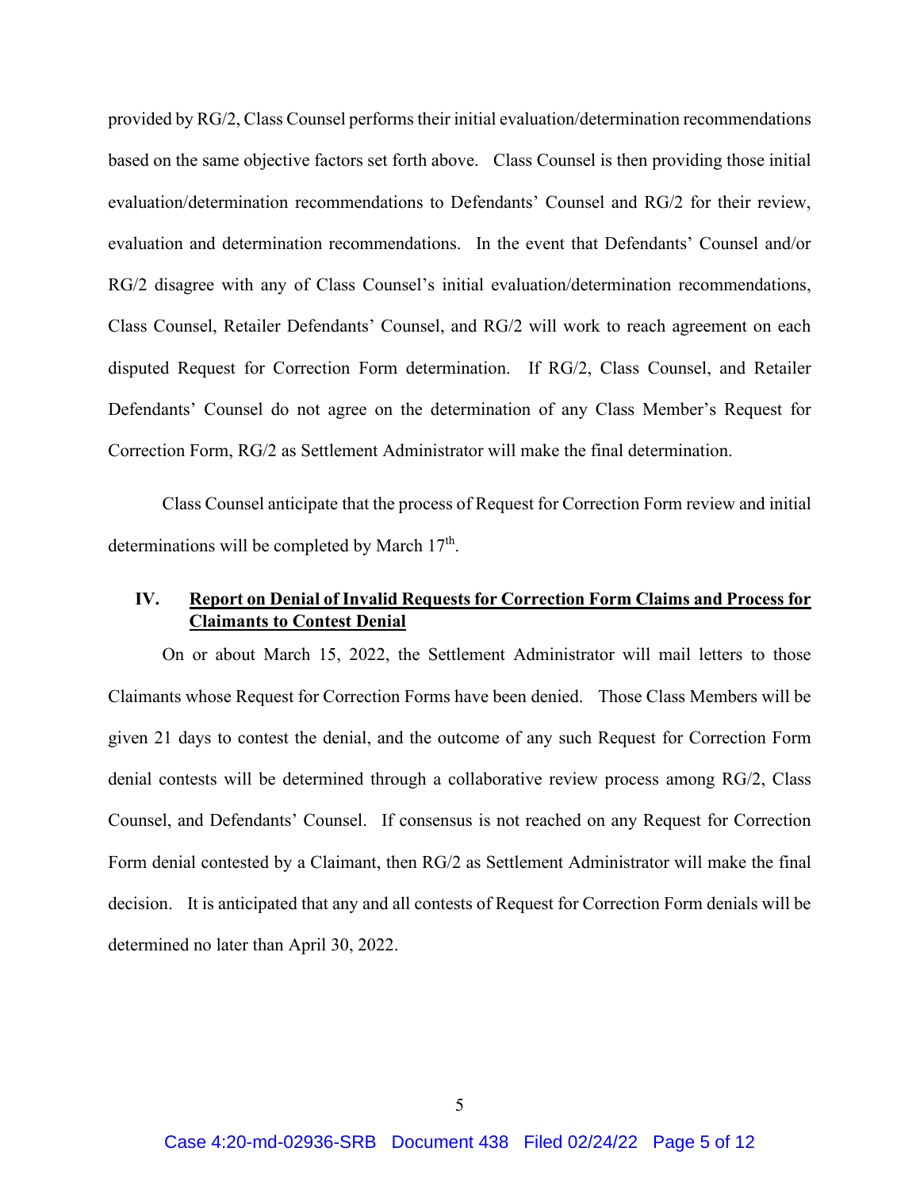provided by RG/2, Class Counsel performs their initial evaluation/determination recommendations based on the same objective factors set forth above. Class Counsel is then providing those initial evaluation/determination recommendations to Defendants' Counsel and RG/2 for their review, evaluation and determination recommendations. In the event that Defendants' Counsel and/or RG/2 disagree with any of Class Counsel's initial evaluation/determination recommendations, Class Counsel, Retailer Defendants' Counsel, and RG/2 will work to reach agreement on each disputed Request for Correction Form determination. If RG/2, Class Counsel, and Retailer Defendants' Counsel do not agree on the determination of any Class Member's Request for Correction Form, RG/2 as Settlement Administrator will make the final determination.

Class Counsel anticipate that the process of Request for Correction Form review and initial determinations will be completed by March 17th.

## IV. Report on Denial of Invalid Requests for Correction Form Claims and Process for Claimants to Contest Denial

On or about March 15, 2022, the Settlement Administrator will mail letters to those Claimants whose Request for Correction Forms have been denied. Those Class Members will be given 21 days to contest the denial, and the outcome of any such Request for Correction Form denial contests will be determined through a collaborative review process among RG/2, Class Counsel, and Defendants' Counsel. If consensus is not reached on any Request for Correction Form denial contested by a Claimant, then RG/2 as Settlement Administrator will make the final decision. It is anticipated that any and all contests of Request for Correction Form denials will be determined no later than April 30, 2022.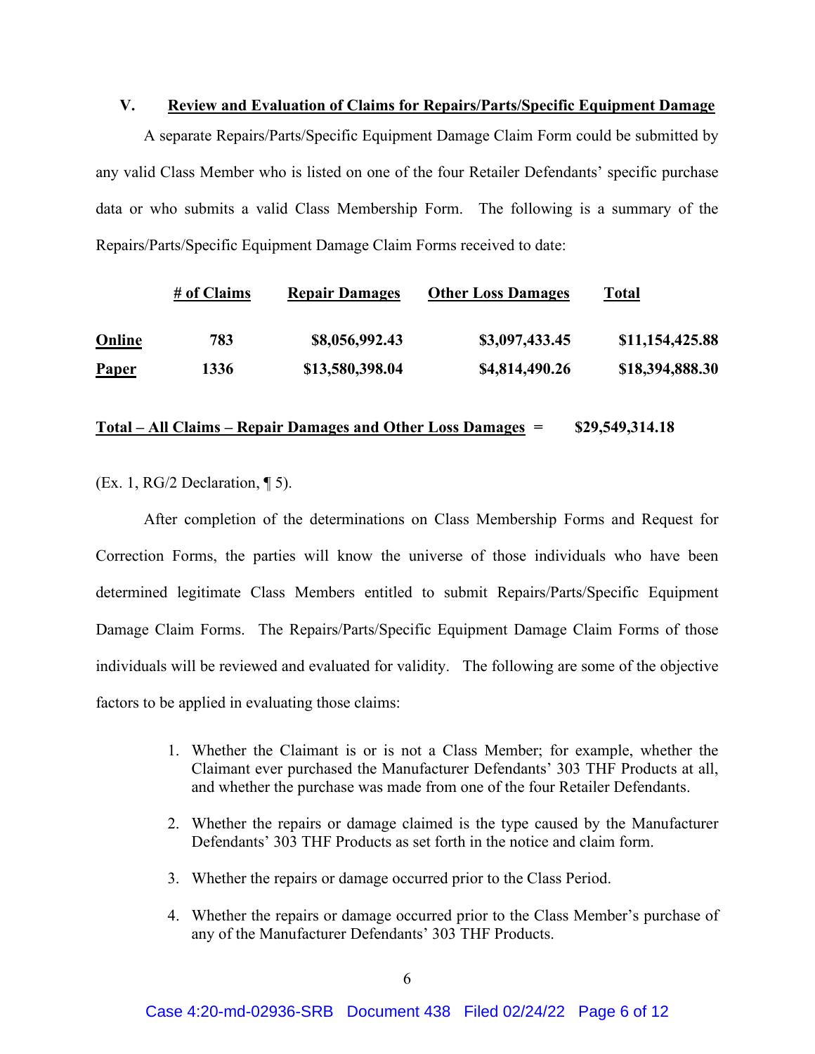## V. Review and Evaluation of Claims for Repairs/Parts/Specific Equipment Damage

A separate Repairs/Parts/Specific Equipment Damage Claim Form could be submitted by any valid Class Member who is listed on one of the four Retailer Defendants' specific purchase data or who submits a valid Class Membership Form. The following is a summary of the Repairs/Parts/Specific Equipment Damage Claim Forms received to date:

| | # of Claims | Repair Damages | Other Loss Damages | Total |
|---|---|---|---|---|
| **Online** | **783** | **$8,056,992.43** | **$3,097,433.45** | **$11,154,425.88** |
| **Paper** | **1336** | **$13,580,398.04** | **$4,814,490.26** | **$18,394,888.30** |

**Total – All Claims – Repair Damages and Other Loss Damages = $29,549,314.18**

(Ex. 1, RG/2 Declaration, ¶ 5).

After completion of the determinations on Class Membership Forms and Request for Correction Forms, the parties will know the universe of those individuals who have been determined legitimate Class Members entitled to submit Repairs/Parts/Specific Equipment Damage Claim Forms. The Repairs/Parts/Specific Equipment Damage Claim Forms of those individuals will be reviewed and evaluated for validity. The following are some of the objective factors to be applied in evaluating those claims:

1. Whether the Claimant is or is not a Class Member; for example, whether the Claimant ever purchased the Manufacturer Defendants' 303 THF Products at all, and whether the purchase was made from one of the four Retailer Defendants.
2. Whether the repairs or damage claimed is the type caused by the Manufacturer Defendants' 303 THF Products as set forth in the notice and claim form.
3. Whether the repairs or damage occurred prior to the Class Period.
4. Whether the repairs or damage occurred prior to the Class Member's purchase of any of the Manufacturer Defendants' 303 THF Products.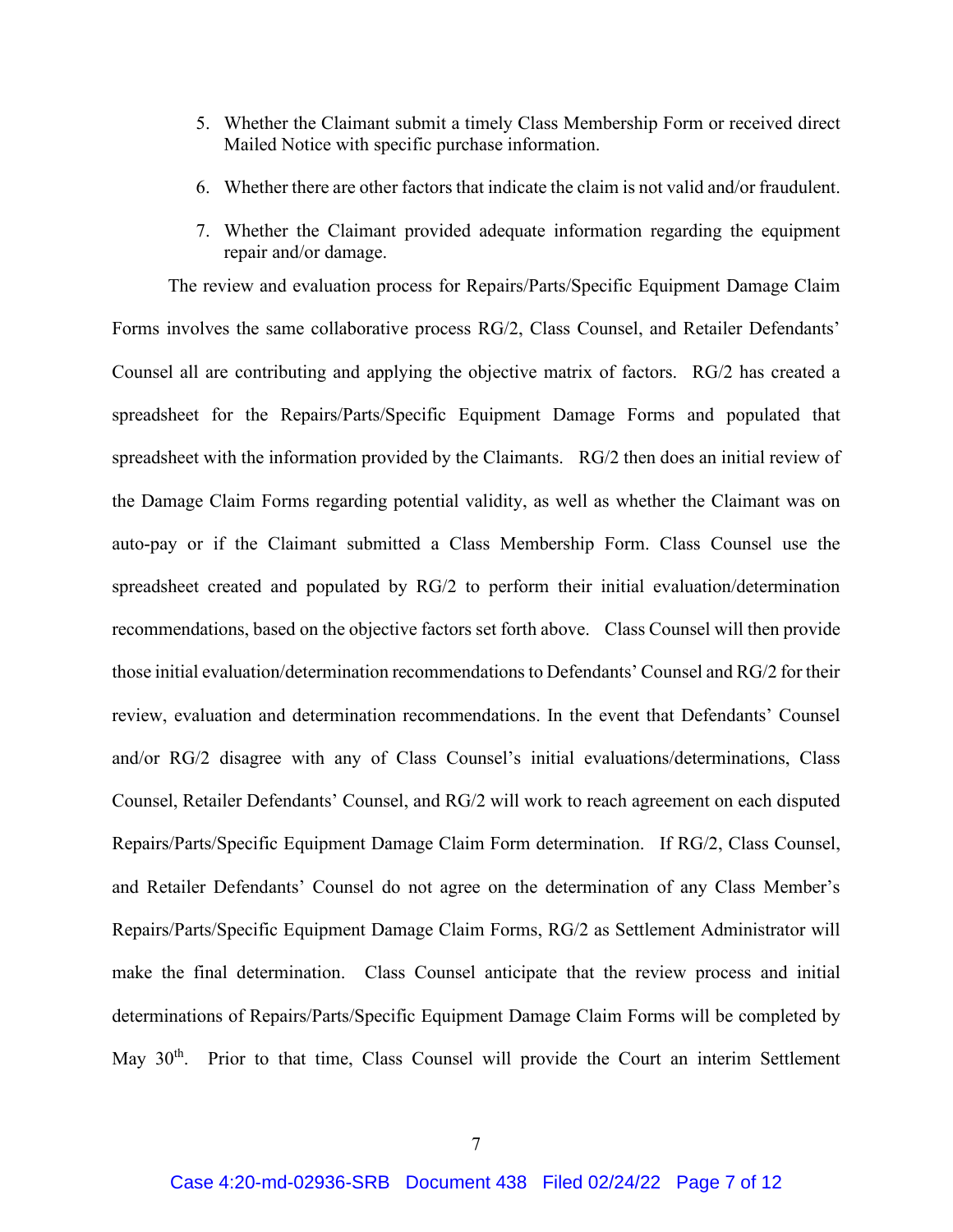5. Whether the Claimant submit a timely Class Membership Form or received direct Mailed Notice with specific purchase information.

6. Whether there are other factors that indicate the claim is not valid and/or fraudulent.

7. Whether the Claimant provided adequate information regarding the equipment repair and/or damage.

The review and evaluation process for Repairs/Parts/Specific Equipment Damage Claim Forms involves the same collaborative process RG/2, Class Counsel, and Retailer Defendants' Counsel all are contributing and applying the objective matrix of factors. RG/2 has created a spreadsheet for the Repairs/Parts/Specific Equipment Damage Forms and populated that spreadsheet with the information provided by the Claimants. RG/2 then does an initial review of the Damage Claim Forms regarding potential validity, as well as whether the Claimant was on auto-pay or if the Claimant submitted a Class Membership Form. Class Counsel use the spreadsheet created and populated by RG/2 to perform their initial evaluation/determination recommendations, based on the objective factors set forth above. Class Counsel will then provide those initial evaluation/determination recommendations to Defendants' Counsel and RG/2 for their review, evaluation and determination recommendations. In the event that Defendants' Counsel and/or RG/2 disagree with any of Class Counsel's initial evaluations/determinations, Class Counsel, Retailer Defendants' Counsel, and RG/2 will work to reach agreement on each disputed Repairs/Parts/Specific Equipment Damage Claim Form determination. If RG/2, Class Counsel, and Retailer Defendants' Counsel do not agree on the determination of any Class Member's Repairs/Parts/Specific Equipment Damage Claim Forms, RG/2 as Settlement Administrator will make the final determination. Class Counsel anticipate that the review process and initial determinations of Repairs/Parts/Specific Equipment Damage Claim Forms will be completed by May 30th. Prior to that time, Class Counsel will provide the Court an interim Settlement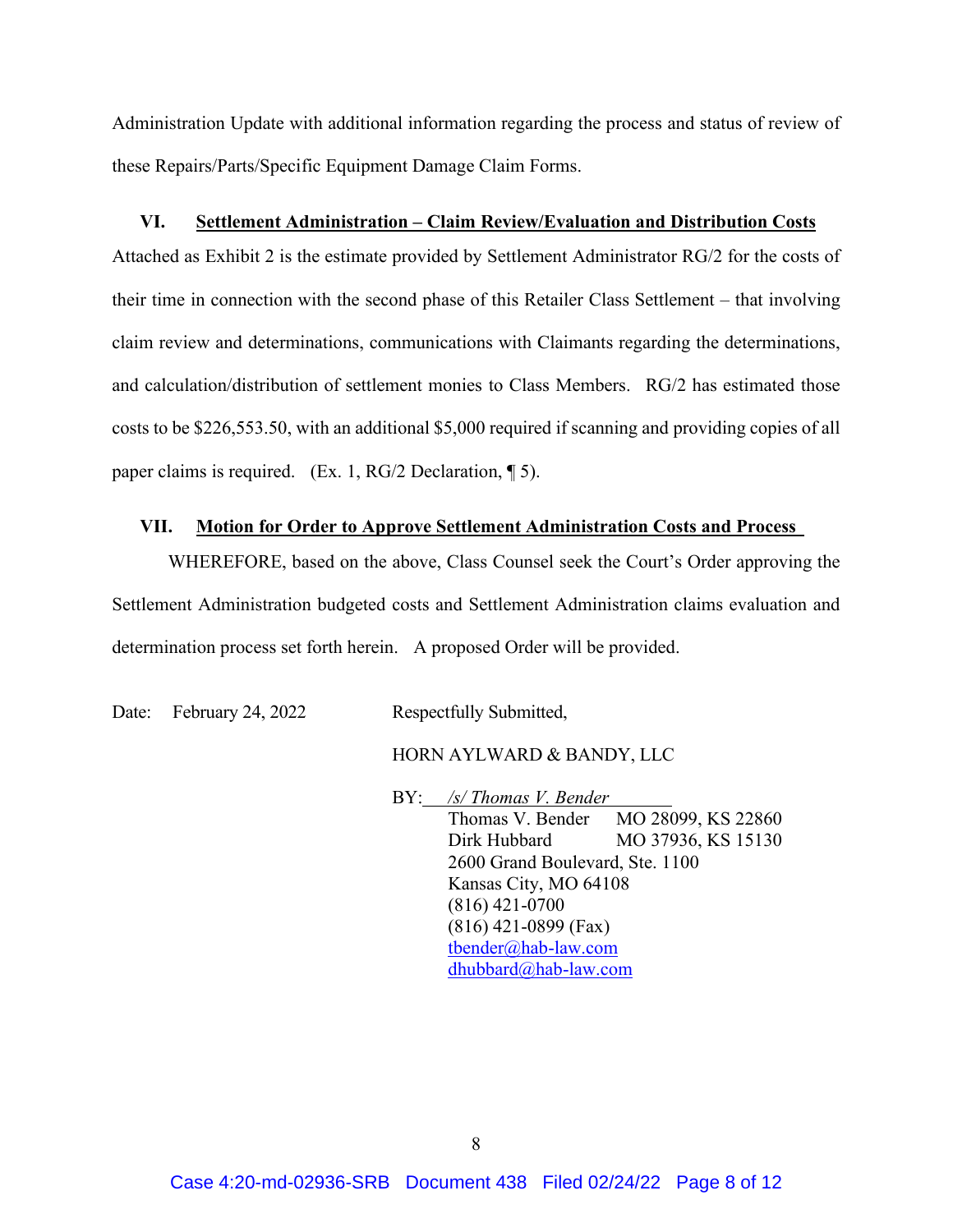Administration Update with additional information regarding the process and status of review of these Repairs/Parts/Specific Equipment Damage Claim Forms.

## VI. Settlement Administration – Claim Review/Evaluation and Distribution Costs

Attached as Exhibit 2 is the estimate provided by Settlement Administrator RG/2 for the costs of their time in connection with the second phase of this Retailer Class Settlement – that involving claim review and determinations, communications with Claimants regarding the determinations, and calculation/distribution of settlement monies to Class Members. RG/2 has estimated those costs to be $226,553.50, with an additional $5,000 required if scanning and providing copies of all paper claims is required. (Ex. 1, RG/2 Declaration, ¶ 5).

## VII. Motion for Order to Approve Settlement Administration Costs and Process

WHEREFORE, based on the above, Class Counsel seek the Court's Order approving the Settlement Administration budgeted costs and Settlement Administration claims evaluation and determination process set forth herein. A proposed Order will be provided.

Date: February 24, 2022

Respectfully Submitted,

HORN AYLWARD & BANDY, LLC

BY: */s/ Thomas V. Bender*

Thomas V. Bender MO 28099, KS 22860
Dirk Hubbard MO 37936, KS 15130
2600 Grand Boulevard, Ste. 1100
Kansas City, MO 64108
(816) 421-0700
(816) 421-0899 (Fax)
tbender@hab-law.com
dhubbard@hab-law.com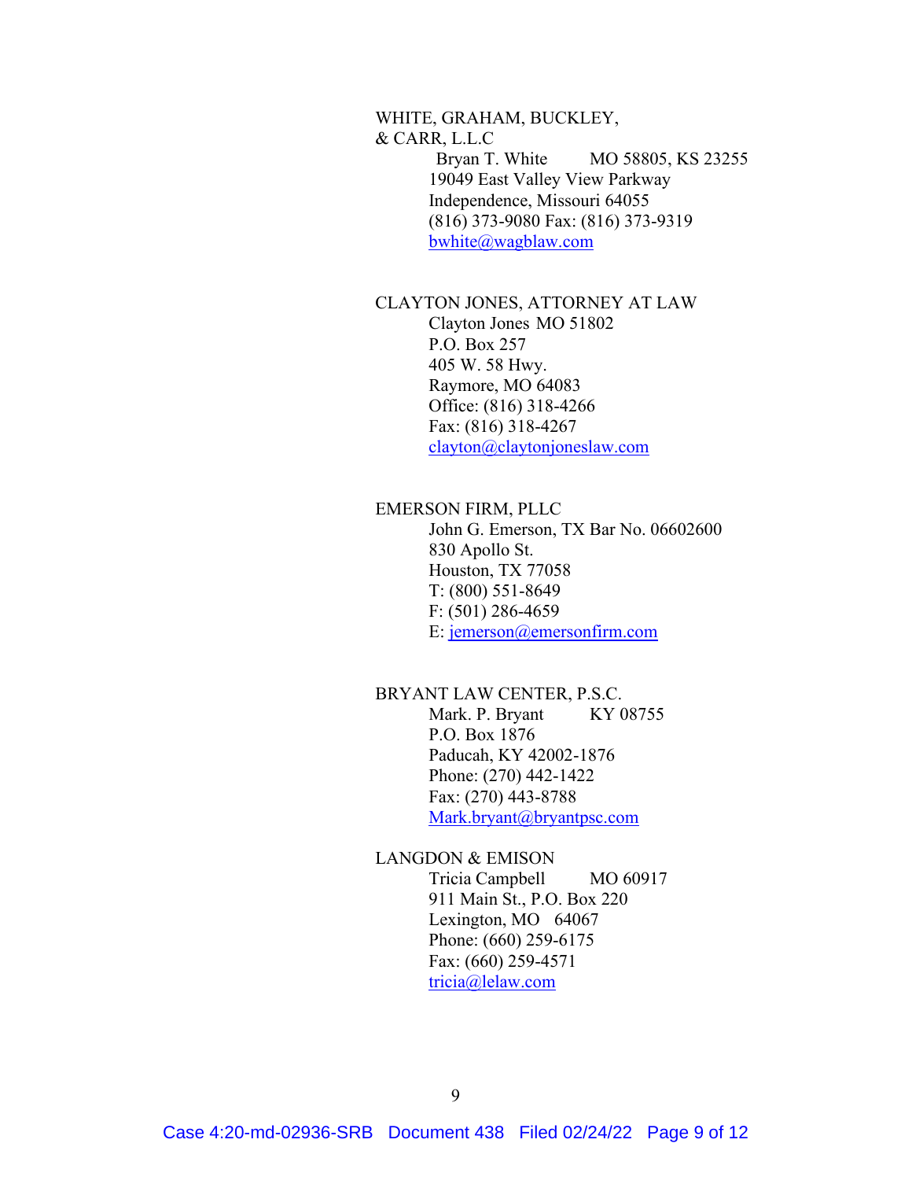WHITE, GRAHAM, BUCKLEY,
& CARR, L.L.C

Bryan T. White MO 58805, KS 23255
19049 East Valley View Parkway
Independence, Missouri 64055
(816) 373-9080 Fax: (816) 373-9319
bwhite@wagblaw.com

CLAYTON JONES, ATTORNEY AT LAW

Clayton Jones MO 51802
P.O. Box 257
405 W. 58 Hwy.
Raymore, MO 64083
Office: (816) 318-4266
Fax: (816) 318-4267
clayton@claytonjoneslaw.com

EMERSON FIRM, PLLC

John G. Emerson, TX Bar No. 06602600
830 Apollo St.
Houston, TX 77058
T: (800) 551-8649
F: (501) 286-4659
E: jemerson@emersonfirm.com

BRYANT LAW CENTER, P.S.C.

Mark. P. Bryant KY 08755
P.O. Box 1876
Paducah, KY 42002-1876
Phone: (270) 442-1422
Fax: (270) 443-8788
Mark.bryant@bryantpsc.com

LANGDON & EMISON

Tricia Campbell MO 60917
911 Main St., P.O. Box 220
Lexington, MO 64067
Phone: (660) 259-6175
Fax: (660) 259-4571
tricia@lelaw.com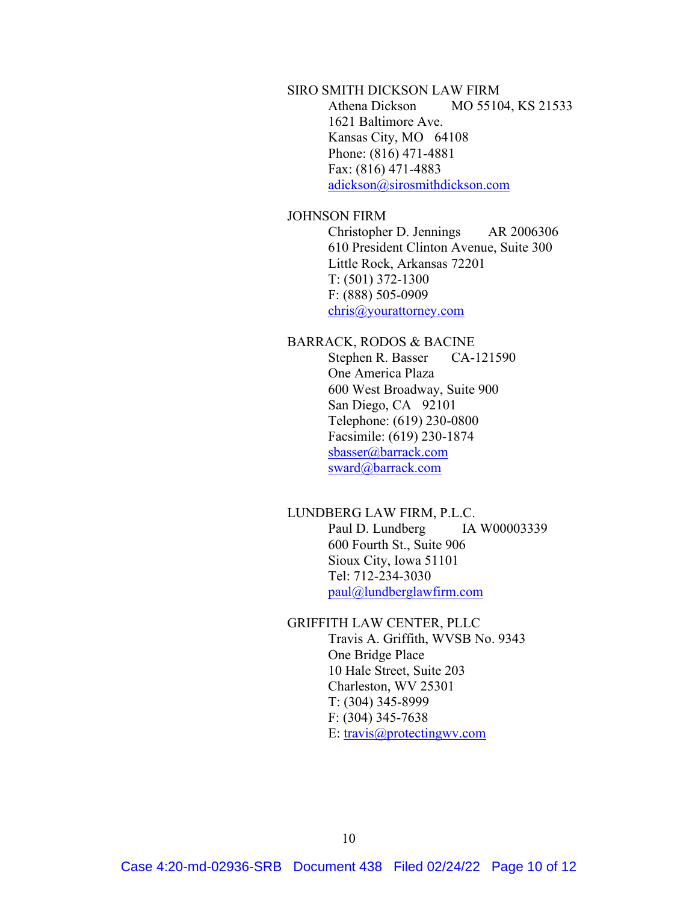SIRO SMITH DICKSON LAW FIRM

Athena Dickson MO 55104, KS 21533
1621 Baltimore Ave.
Kansas City, MO 64108
Phone: (816) 471-4881
Fax: (816) 471-4883
adickson@sirosmithdickson.com

JOHNSON FIRM

Christopher D. Jennings AR 2006306
610 President Clinton Avenue, Suite 300
Little Rock, Arkansas 72201
T: (501) 372-1300
F: (888) 505-0909
chris@yourattorney.com

BARRACK, RODOS & BACINE

Stephen R. Basser CA-121590
One America Plaza
600 West Broadway, Suite 900
San Diego, CA 92101
Telephone: (619) 230-0800
Facsimile: (619) 230-1874
sbasser@barrack.com
sward@barrack.com

LUNDBERG LAW FIRM, P.L.C.

Paul D. Lundberg IA W00003339
600 Fourth St., Suite 906
Sioux City, Iowa 51101
Tel: 712-234-3030
paul@lundberglawfirm.com

GRIFFITH LAW CENTER, PLLC

Travis A. Griffith, WVSB No. 9343
One Bridge Place
10 Hale Street, Suite 203
Charleston, WV 25301
T: (304) 345-8999
F: (304) 345-7638
E: travis@protectingwv.com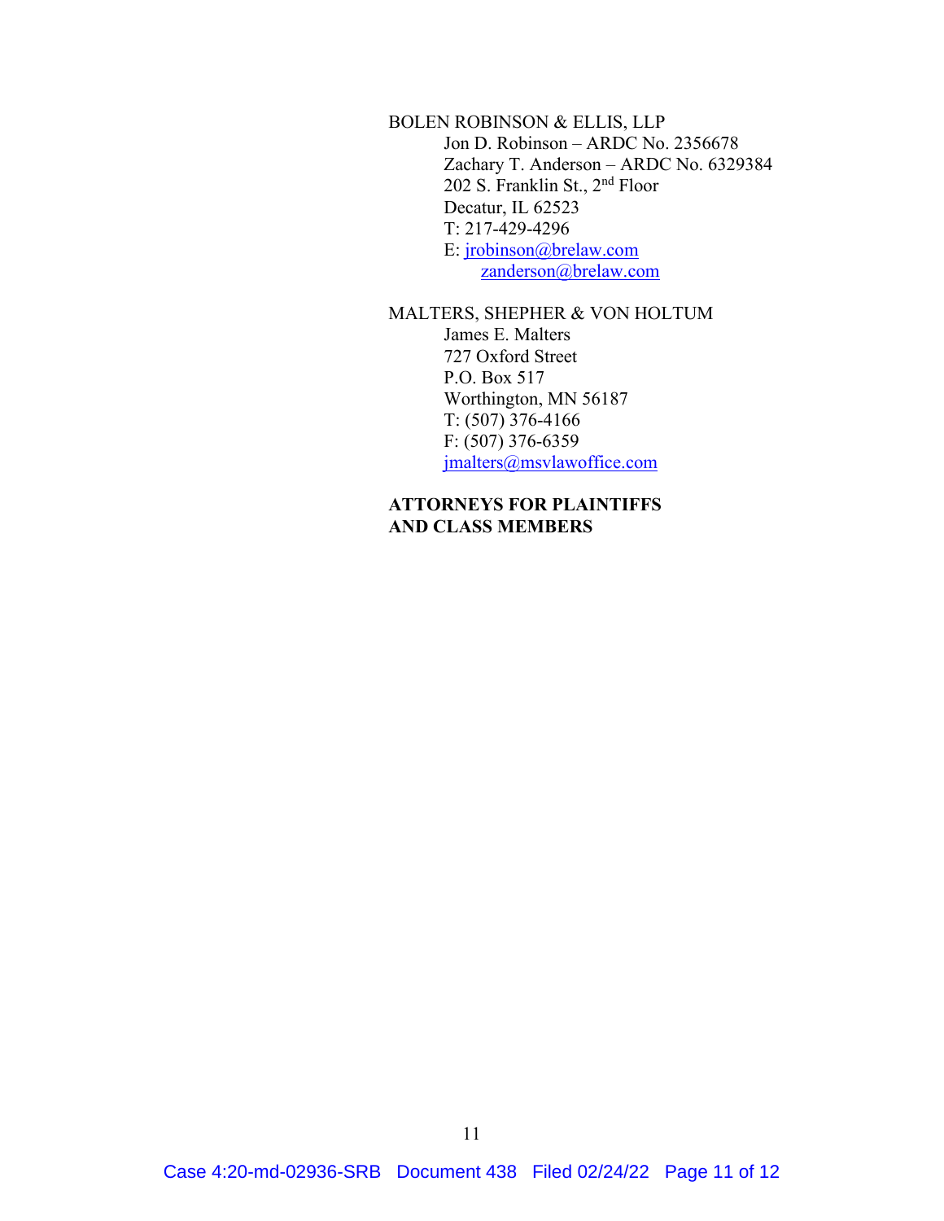BOLEN ROBINSON & ELLIS, LLP
Jon D. Robinson – ARDC No. 2356678
Zachary T. Anderson – ARDC No. 6329384
202 S. Franklin St., 2nd Floor
Decatur, IL 62523
T: 217-429-4296
E: jrobinson@brelaw.com
zanderson@brelaw.com

MALTERS, SHEPHER & VON HOLTUM
James E. Malters
727 Oxford Street
P.O. Box 517
Worthington, MN 56187
T: (507) 376-4166
F: (507) 376-6359
jmalters@msvlawoffice.com

**ATTORNEYS FOR PLAINTIFFS AND CLASS MEMBERS**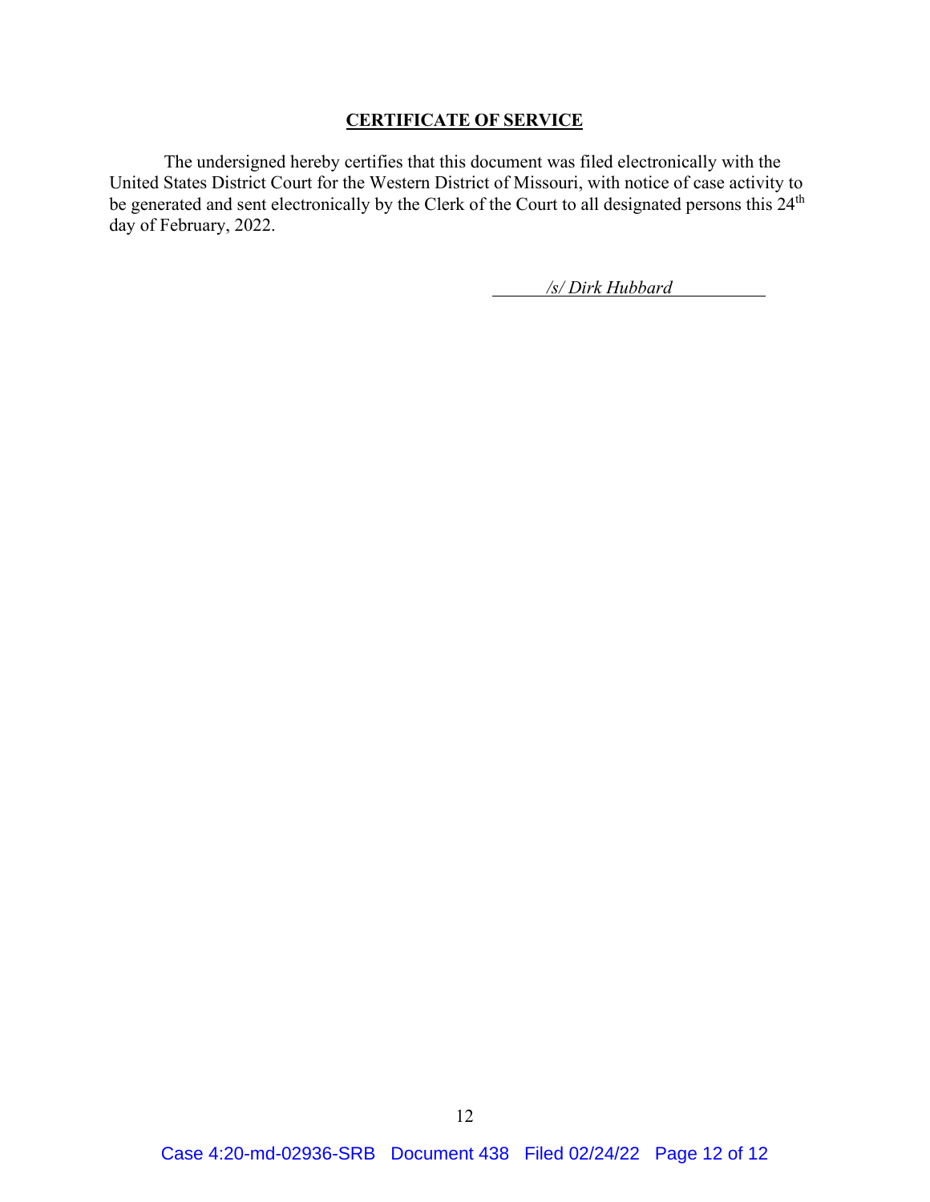## CERTIFICATE OF SERVICE

The undersigned hereby certifies that this document was filed electronically with the United States District Court for the Western District of Missouri, with notice of case activity to be generated and sent electronically by the Clerk of the Court to all designated persons this 24th day of February, 2022.

*/s/ Dirk Hubbard*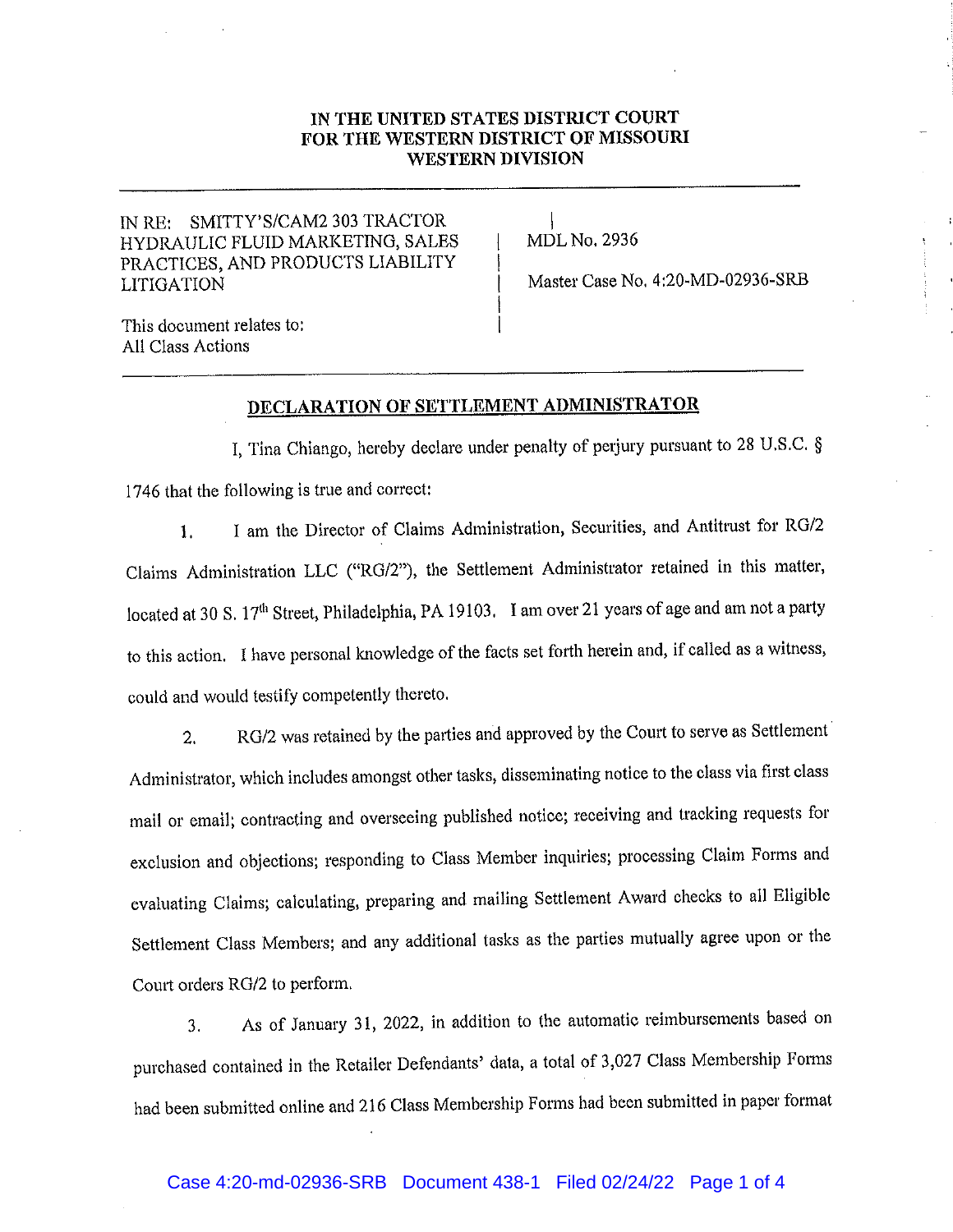IN THE UNITED STATES DISTRICT COURT
FOR THE WESTERN DISTRICT OF MISSOURI
WESTERN DIVISION

| | |
|---|---|
| IN RE: SMITTY'S/CAM2 303 TRACTOR HYDRAULIC FLUID MARKETING, SALES PRACTICES, AND PRODUCTS LIABILITY LITIGATION<br><br>This document relates to:<br>All Class Actions | MDL No. 2936<br><br>Master Case No. 4:20-MD-02936-SRB |

## DECLARATION OF SETTLEMENT ADMINISTRATOR

I, Tina Chiango, hereby declare under penalty of perjury pursuant to 28 U.S.C. § 1746 that the following is true and correct:

1. I am the Director of Claims Administration, Securities, and Antitrust for RG/2 Claims Administration LLC ("RG/2"), the Settlement Administrator retained in this matter, located at 30 S. 17th Street, Philadelphia, PA 19103. I am over 21 years of age and am not a party to this action. I have personal knowledge of the facts set forth herein and, if called as a witness, could and would testify competently thereto.

2. RG/2 was retained by the parties and approved by the Court to serve as Settlement Administrator, which includes amongst other tasks, disseminating notice to the class via first class mail or email; contracting and overseeing published notice; receiving and tracking requests for exclusion and objections; responding to Class Member inquiries; processing Claim Forms and evaluating Claims; calculating, preparing and mailing Settlement Award checks to all Eligible Settlement Class Members; and any additional tasks as the parties mutually agree upon or the Court orders RG/2 to perform.

3. As of January 31, 2022, in addition to the automatic reimbursements based on purchased contained in the Retailer Defendants' data, a total of 3,027 Class Membership Forms had been submitted online and 216 Class Membership Forms had been submitted in paper format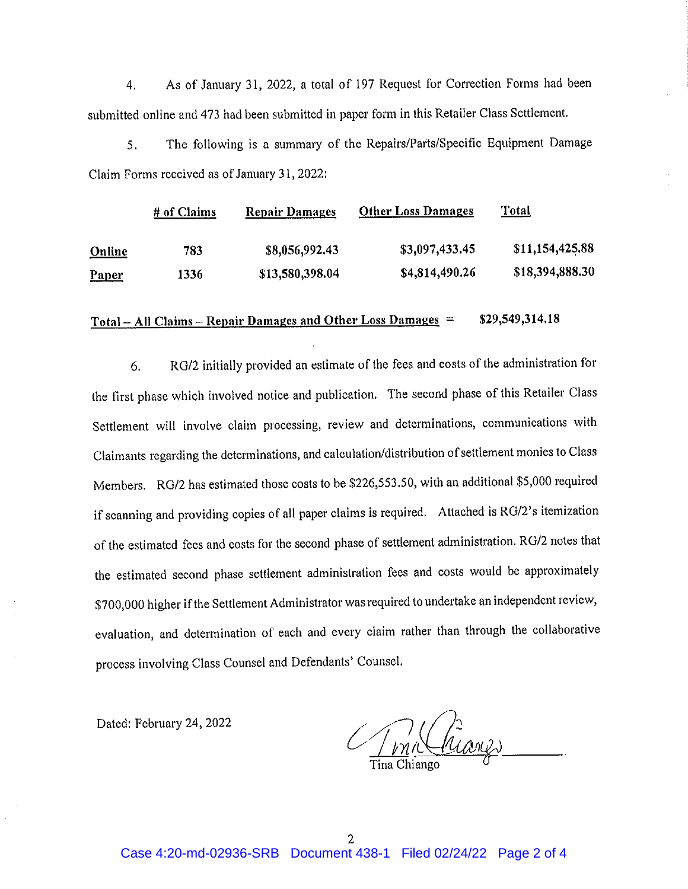4. As of January 31, 2022, a total of 197 Request for Correction Forms had been submitted online and 473 had been submitted in paper form in this Retailer Class Settlement.

5. The following is a summary of the Repairs/Parts/Specific Equipment Damage Claim Forms received as of January 31, 2022:

| | # of Claims | Repair Damages | Other Loss Damages | Total |
|---|---|---|---|---|
| **Online** | 783 | $8,056,992.43 | $3,097,433.45 | $11,154,425.88 |
| **Paper** | 1336 | $13,580,398.04 | $4,814,490.26 | $18,394,888.30 |

**Total – All Claims – Repair Damages and Other Loss Damages** = $29,549,314.18

6. RG/2 initially provided an estimate of the fees and costs of the administration for the first phase which involved notice and publication. The second phase of this Retailer Class Settlement will involve claim processing, review and determinations, communications with Claimants regarding the determinations, and calculation/distribution of settlement monies to Class Members. RG/2 has estimated those costs to be $226,553.50, with an additional $5,000 required if scanning and providing copies of all paper claims is required. Attached is RG/2's itemization of the estimated fees and costs for the second phase of settlement administration. RG/2 notes that the estimated second phase settlement administration fees and costs would be approximately $700,000 higher if the Settlement Administrator was required to undertake an independent review, evaluation, and determination of each and every claim rather than through the collaborative process involving Class Counsel and Defendants' Counsel.

Dated: February 24, 2022

Tina Chiango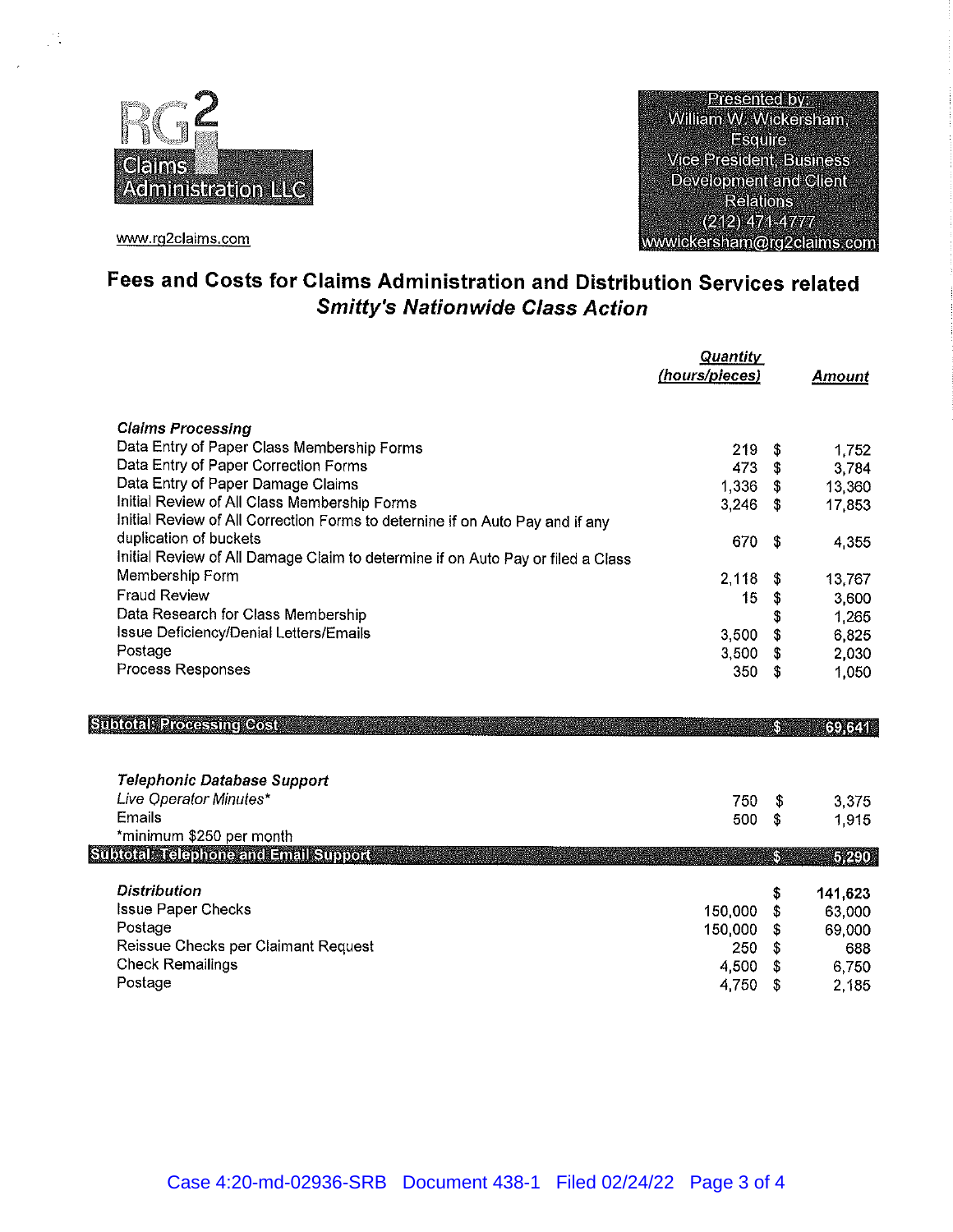RG2 Claims Administration LLC

www.rg2claims.com

Presented by:
William W. Wickersham, Esquire
Vice President, Business Development and Client Relations
(212) 471-4777
wwickersham@rg2claims.com

## Fees and Costs for Claims Administration and Distribution Services related *Smitty's Nationwide Class Action*

| | Quantity (hours/pieces) | | Amount |
|---|---|---|---|
| ***Claims Processing*** | | | |
| Data Entry of Paper Class Membership Forms | 219 | $ | 1,752 |
| Data Entry of Paper Correction Forms | 473 | $ | 3,784 |
| Data Entry of Paper Damage Claims | 1,336 | $ | 13,360 |
| Initial Review of All Class Membership Forms | 3,246 | $ | 17,853 |
| Initial Review of All Correction Forms to deternine if on Auto Pay and if any duplication of buckets | 670 | $ | 4,355 |
| Initial Review of All Damage Claim to determine if on Auto Pay or filed a Class Membership Form | 2,118 | $ | 13,767 |
| Fraud Review | 15 | $ | 3,600 |
| Data Research for Class Membership | | $ | 1,265 |
| Issue Deficiency/Denial Letters/Emails | 3,500 | $ | 6,825 |
| Postage | 3,500 | $ | 2,030 |
| Process Responses | 350 | $ | 1,050 |
| **Subtotal: Processing Cost** | | **$** | **69,641** |
| ***Telephonic Database Support*** | | | |
| *Live Operator Minutes** | 750 | $ | 3,375 |
| Emails | 500 | $ | 1,915 |
| *minimum $250 per month | | | |
| **Subtotal: Telephone and Email Support** | | **$** | **5,290** |
| ***Distribution*** | | $ | **141,623** |
| Issue Paper Checks | 150,000 | $ | 63,000 |
| Postage | 150,000 | $ | 69,000 |
| Reissue Checks per Claimant Request | 250 | $ | 688 |
| Check Remailings | 4,500 | $ | 6,750 |
| Postage | 4,750 | $ | 2,185 |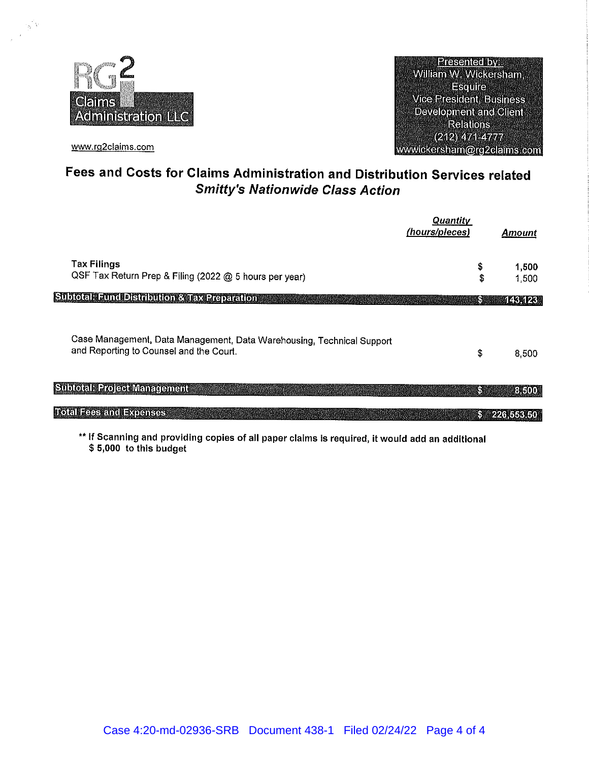RG2 Claims Administration LLC

www.rg2claims.com

Presented by:
William W. Wickersham, Esquire
Vice President, Business Development and Client Relations
(212) 471-4777
wwickersham@rg2claims.com

## Fees and Costs for Claims Administration and Distribution Services related *Smitty's Nationwide Class Action*

| | Quantity (hours/pieces) | | Amount |
|---|---|---|---|
| **Tax Filings** | | $ | **1,500** |
| QSF Tax Return Prep & Filing (2022 @ 5 hours per year) | | $ | 1,500 |
| **Subtotal: Fund Distribution & Tax Preparation** | | $ | **143,123** |
| Case Management, Data Management, Data Warehousing, Technical Support and Reporting to Counsel and the Court. | | $ | 8,500 |
| **Subtotal: Project Management** | | $ | **8,500** |
| **Total Fees and Expenses** | | $ | **226,553.50** |

**\*\* If Scanning and providing copies of all paper claims is required, it would add an additional $ 5,000 to this budget**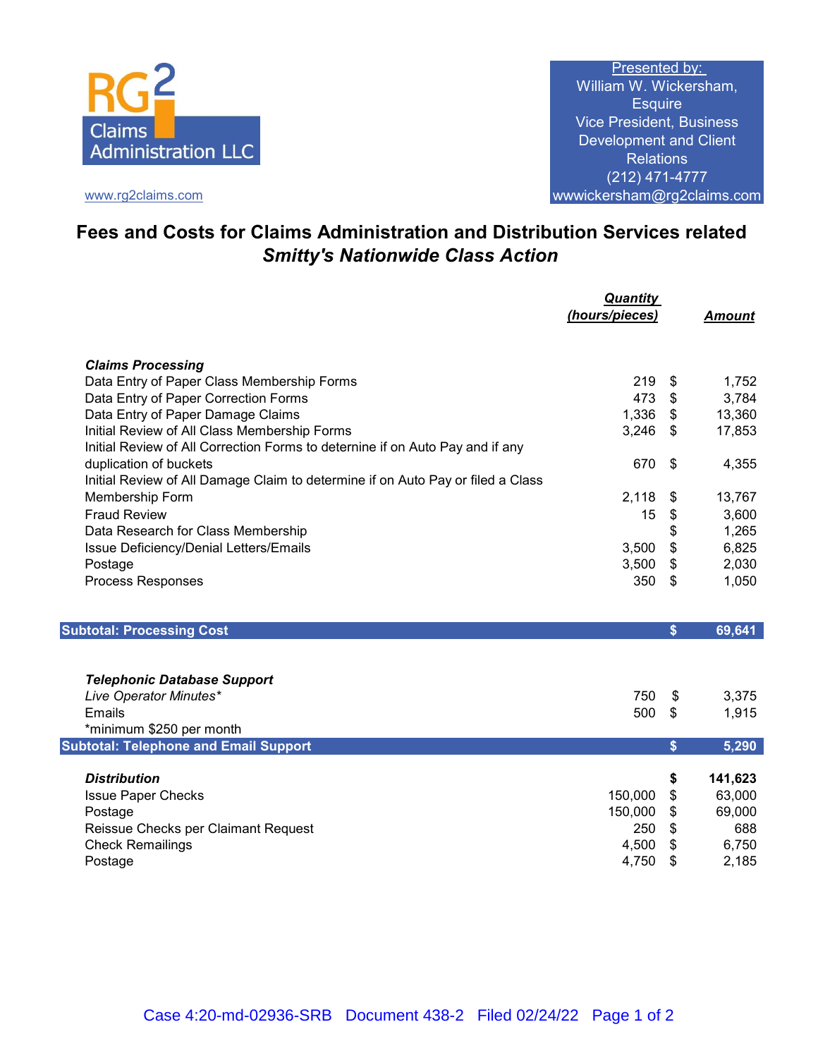RG2 Claims Administration LLC

www.rg2claims.com

Presented by:
William W. Wickersham, Esquire
Vice President, Business Development and Client Relations
(212) 471-4777
wwwickersham@rg2claims.com

## Fees and Costs for Claims Administration and Distribution Services related *Smitty's Nationwide Class Action*

| | Quantity (hours/pieces) | Amount |
|---|---|---|
| ***Claims Processing*** | | |
| Data Entry of Paper Class Membership Forms | 219 | $ 1,752 |
| Data Entry of Paper Correction Forms | 473 | $ 3,784 |
| Data Entry of Paper Damage Claims | 1,336 | $ 13,360 |
| Initial Review of All Class Membership Forms | 3,246 | $ 17,853 |
| Initial Review of All Correction Forms to deternine if on Auto Pay and if any duplication of buckets | 670 | $ 4,355 |
| Initial Review of All Damage Claim to determine if on Auto Pay or filed a Class Membership Form | 2,118 | $ 13,767 |
| Fraud Review | 15 | $ 3,600 |
| Data Research for Class Membership | | $ 1,265 |
| Issue Deficiency/Denial Letters/Emails | 3,500 | $ 6,825 |
| Postage | 3,500 | $ 2,030 |
| Process Responses | 350 | $ 1,050 |
| **Subtotal: Processing Cost** | | **$ 69,641** |
| ***Telephonic Database Support*** | | |
| *Live Operator Minutes** | 750 | $ 3,375 |
| Emails | 500 | $ 1,915 |
| *minimum $250 per month | | |
| **Subtotal: Telephone and Email Support** | | **$ 5,290** |
| ***Distribution*** | | **$ 141,623** |
| Issue Paper Checks | 150,000 | $ 63,000 |
| Postage | 150,000 | $ 69,000 |
| Reissue Checks per Claimant Request | 250 | $ 688 |
| Check Remailings | 4,500 | $ 6,750 |
| Postage | 4,750 | $ 2,185 |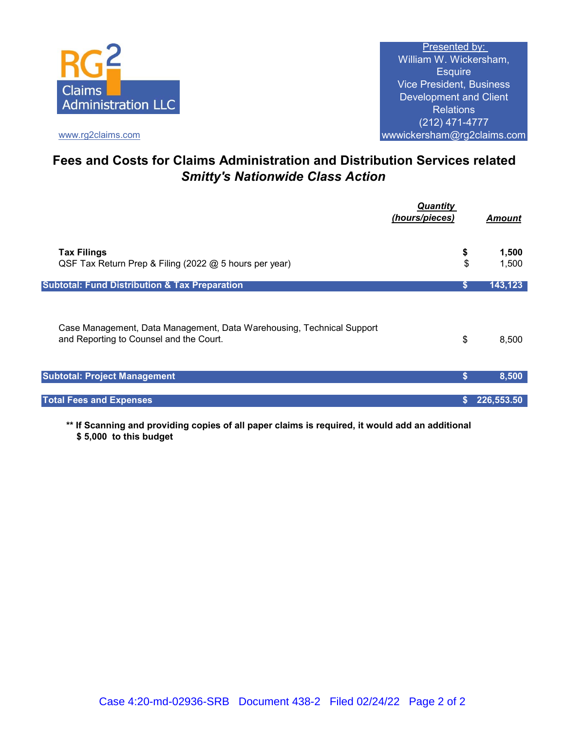RG2 Claims Administration LLC

www.rg2claims.com

Presented by:
William W. Wickersham, Esquire
Vice President, Business Development and Client Relations
(212) 471-4777
wwwickersham@rg2claims.com

# Fees and Costs for Claims Administration and Distribution Services related *Smitty's Nationwide Class Action*

| | *Quantity (hours/pieces)* | | *Amount* |
|---|---|---|---|
| **Tax Filings** | | **$** | **1,500** |
| QSF Tax Return Prep & Filing (2022 @ 5 hours per year) | | $ | 1,500 |
| **Subtotal: Fund Distribution & Tax Preparation** | | **$** | **143,123** |
| Case Management, Data Management, Data Warehousing, Technical Support and Reporting to Counsel and the Court. | | $ | 8,500 |
| **Subtotal: Project Management** | | **$** | **8,500** |
| **Total Fees and Expenses** | | **$** | **226,553.50** |

**\*\* If Scanning and providing copies of all paper claims is required, it would add an additional $ 5,000 to this budget**